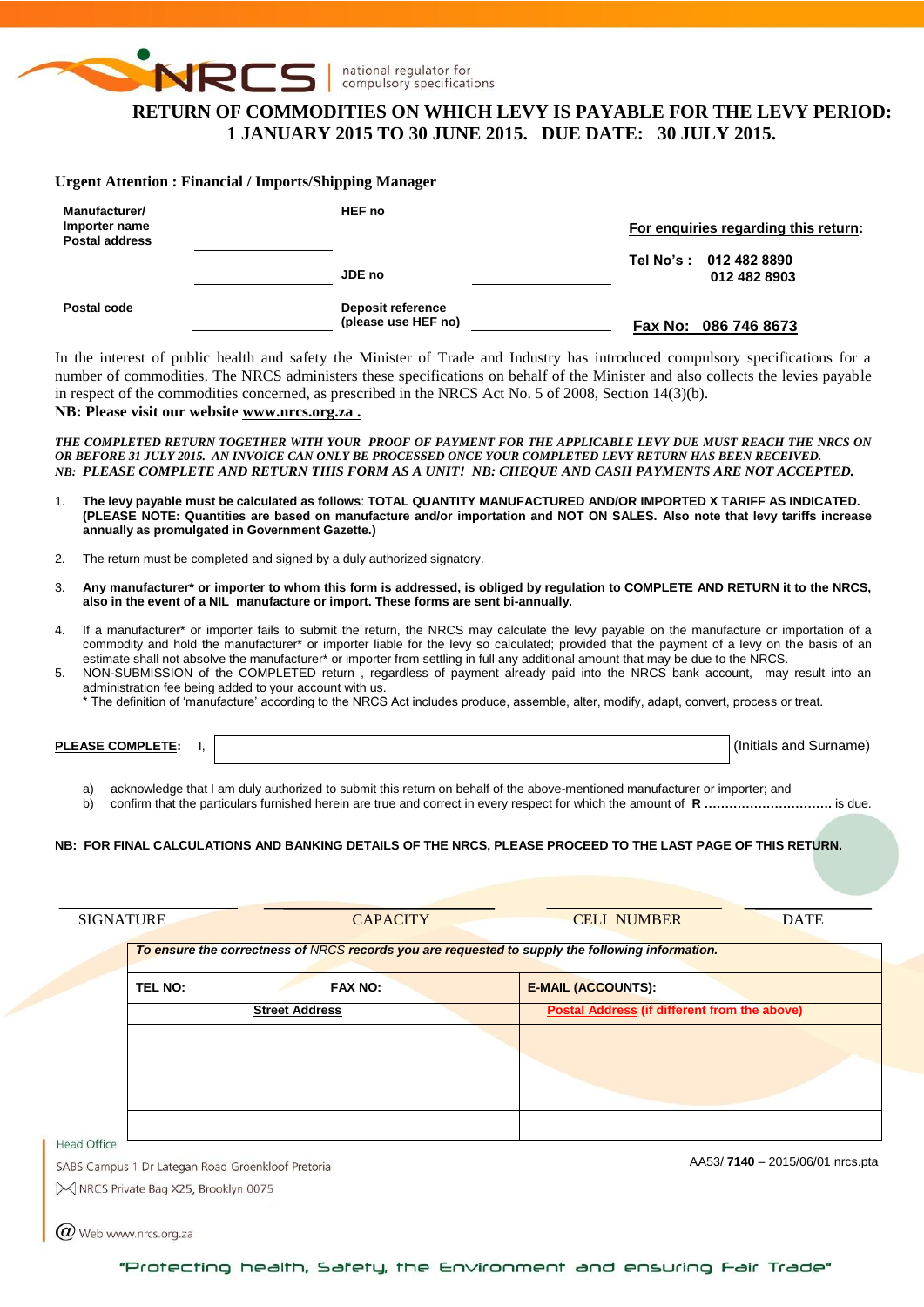NRCS | national regulator for compulsory specifications

# RETURN OF COMMODITIES ON WHICH LEVY IS PAYABLE FOR THE LEVY PERIOD: 1 JANUARY 2015 TO 30 JUNE 2015. DUE DATE: 30 JULY 2015.

**Urgent Attention : Financial / Imports/Shipping Manager**

| | | | | |
|---|---|---|---|---|
| **Manufacturer/ Importer name Postal address** | ______________ | **HEF no** | ______________ | **For enquiries regarding this return:** |
| | ______________ | **JDE no** | ______________ | **Tel No's : 012 482 8890 / 012 482 8903** |
| **Postal code** | ______________ | **Deposit reference (please use HEF no)** | ______________ | **Fax No: 086 746 8673** |

In the interest of public health and safety the Minister of Trade and Industry has introduced compulsory specifications for a number of commodities. The NRCS administers these specifications on behalf of the Minister and also collects the levies payable in respect of the commodities concerned, as prescribed in the NRCS Act No. 5 of 2008, Section 14(3)(b).
**NB: Please visit our website www.nrcs.org.za .**

***THE COMPLETED RETURN TOGETHER WITH YOUR PROOF OF PAYMENT FOR THE APPLICABLE LEVY DUE MUST REACH THE NRCS ON OR BEFORE 31 JULY 2015. AN INVOICE CAN ONLY BE PROCESSED ONCE YOUR COMPLETED LEVY RETURN HAS BEEN RECEIVED.***
***NB: PLEASE COMPLETE AND RETURN THIS FORM AS A UNIT! NB: CHEQUE AND CASH PAYMENTS ARE NOT ACCEPTED.***

1. **The levy payable must be calculated as follows**: **TOTAL QUANTITY MANUFACTURED AND/OR IMPORTED X TARIFF AS INDICATED. (PLEASE NOTE: Quantities are based on manufacture and/or importation and NOT ON SALES. Also note that levy tariffs increase annually as promulgated in Government Gazette.)**
2. The return must be completed and signed by a duly authorized signatory.
3. **Any manufacturer* or importer to whom this form is addressed, is obliged by regulation to COMPLETE AND RETURN it to the NRCS, also in the event of a NIL manufacture or import. These forms are sent bi-annually.**
4. If a manufacturer* or importer fails to submit the return, the NRCS may calculate the levy payable on the manufacture or importation of a commodity and hold the manufacturer* or importer liable for the levy so calculated; provided that the payment of a levy on the basis of an estimate shall not absolve the manufacturer* or importer from settling in full any additional amount that may be due to the NRCS.
5. NON-SUBMISSION of the COMPLETED return , regardless of payment already paid into the NRCS bank account, may result into an administration fee being added to your account with us.

\* The definition of 'manufacture' according to the NRCS Act includes produce, assemble, alter, modify, adapt, convert, process or treat.

**PLEASE COMPLETE:** I, ______________________________ (Initials and Surname)

a) acknowledge that I am duly authorized to submit this return on behalf of the above-mentioned manufacturer or importer; and
b) confirm that the particulars furnished herein are true and correct in every respect for which the amount of **R ..............................** is due.

**NB: FOR FINAL CALCULATIONS AND BANKING DETAILS OF THE NRCS, PLEASE PROCEED TO THE LAST PAGE OF THIS RETURN.**

| SIGNATURE | CAPACITY | CELL NUMBER | DATE |
|---|---|---|---|
| | | | |

| ***To ensure the correctness of NRCS records you are requested to supply the following information.*** | | |
|---|---|---|
| **TEL NO:** | **FAX NO:** | **E-MAIL (ACCOUNTS):** |
| **Street Address** | | **Postal Address (if different from the above)** |
| | | |
| | | |
| | | |
| | | |

Head Office
SABS Campus 1 Dr Lategan Road Groenkloof Pretoria
NRCS Private Bag X25, Brooklyn 0075
Web www.nrcs.org.za

AA53/ **7140** – 2015/06/01 nrcs.pta

"Protecting health, Safety, the Environment and ensuring Fair Trade"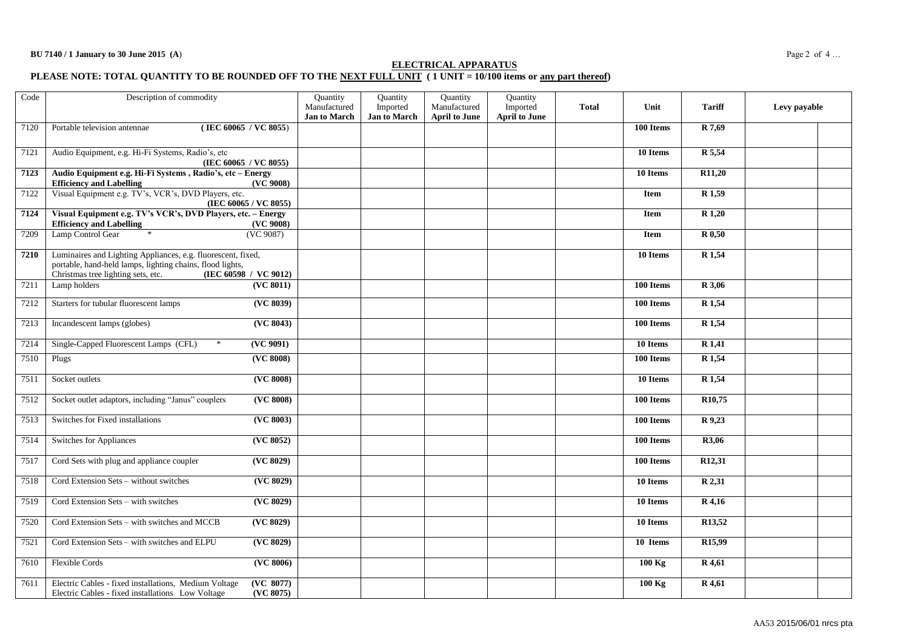**BU 7140 / 1 January to 30 June 2015 (A)**

## ELECTRICAL APPARATUS

**PLEASE NOTE: TOTAL QUANTITY TO BE ROUNDED OFF TO THE NEXT FULL UNIT ( 1 UNIT = 10/100 items or any part thereof)**

| Code | Description of commodity | Quantity Manufactured **Jan to March** | Quantity Imported **Jan to March** | Quantity Manufactured **April to June** | Quantity Imported **April to June** | **Total** | **Unit** | **Tariff** | **Levy payable** | |
|---|---|---|---|---|---|---|---|---|---|---|
| 7120 | Portable television antennae **( IEC 60065 / VC 8055)** | | | | | | **100 Items** | **R 7,69** | | |
| 7121 | Audio Equipment, e.g. Hi-Fi Systems, Radio's, etc **(IEC 60065 / VC 8055)** | | | | | | **10 Items** | **R 5,54** | | |
| **7123** | **Audio Equipment e.g. Hi-Fi Systems , Radio's, etc – Energy Efficiency and Labelling (VC 9008)** | | | | | | **10 Items** | **R11,20** | | |
| 7122 | Visual Equipment e.g. TV's, VCR's, DVD Players, etc. **(IEC 60065 / VC 8055)** | | | | | | **Item** | **R 1,59** | | |
| **7124** | **Visual Equipment e.g. TV's VCR's, DVD Players, etc. – Energy Efficiency and Labelling (VC 9008)** | | | | | | **Item** | **R 1,20** | | |
| 7209 | Lamp Control Gear * (VC 9087) | | | | | | **Item** | **R 0,50** | | |
| **7210** | Luminaires and Lighting Appliances, e.g. fluorescent, fixed, portable, hand-held lamps, lighting chains, flood lights, Christmas tree lighting sets, etc. **(IEC 60598 / VC 9012)** | | | | | | **10 Items** | **R 1,54** | | |
| 7211 | Lamp holders **(VC 8011)** | | | | | | **100 Items** | **R 3,06** | | |
| 7212 | Starters for tubular fluorescent lamps **(VC 8039)** | | | | | | **100 Items** | **R 1,54** | | |
| 7213 | Incandescent lamps (globes) **(VC 8043)** | | | | | | **100 Items** | **R 1,54** | | |
| 7214 | Single-Capped Fluorescent Lamps (CFL) * **(VC 9091)** | | | | | | **10 Items** | **R 1,41** | | |
| 7510 | Plugs **(VC 8008)** | | | | | | **100 Items** | **R 1,54** | | |
| 7511 | Socket outlets **(VC 8008)** | | | | | | **10 Items** | **R 1,54** | | |
| 7512 | Socket outlet adaptors, including "Janus" couplers **(VC 8008)** | | | | | | **100 Items** | **R10,75** | | |
| 7513 | Switches for Fixed installations **(VC 8003)** | | | | | | **100 Items** | **R 9,23** | | |
| 7514 | Switches for Appliances **(VC 8052)** | | | | | | **100 Items** | **R3,06** | | |
| 7517 | Cord Sets with plug and appliance coupler **(VC 8029)** | | | | | | **100 Items** | **R12,31** | | |
| 7518 | Cord Extension Sets – without switches **(VC 8029)** | | | | | | **10 Items** | **R 2,31** | | |
| 7519 | Cord Extension Sets – with switches **(VC 8029)** | | | | | | **10 Items** | **R 4,16** | | |
| 7520 | Cord Extension Sets – with switches and MCCB **(VC 8029)** | | | | | | **10 Items** | **R13,52** | | |
| 7521 | Cord Extension Sets – with switches and ELPU **(VC 8029)** | | | | | | **10 Items** | **R15,99** | | |
| 7610 | Flexible Cords **(VC 8006)** | | | | | | **100 Kg** | **R 4,61** | | |
| 7611 | Electric Cables - fixed installations, Medium Voltage **(VC 8077)**<br>Electric Cables - fixed installations Low Voltage **(VC 8075)** | | | | | | **100 Kg** | **R 4,61** | | |

AA53 2015/06/01 nrcs pta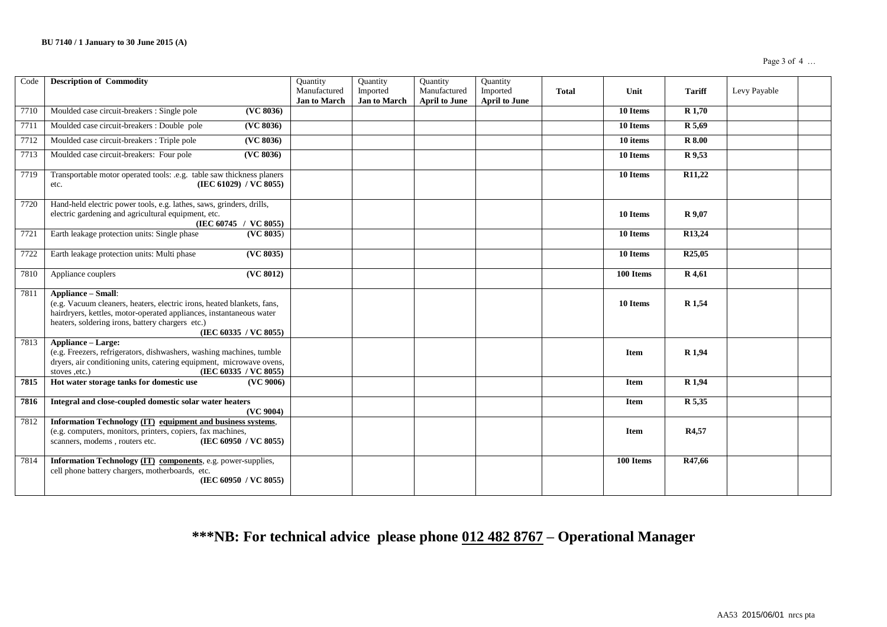| Code | Description of Commodity | Quantity Manufactured **Jan to March** | Quantity Imported **Jan to March** | Quantity Manufactured **April to June** | Quantity Imported **April to June** | **Total** | **Unit** | **Tariff** | Levy Payable | |
|---|---|---|---|---|---|---|---|---|---|---|
| 7710 | Moulded case circuit-breakers : Single pole **(VC 8036)** | | | | | | **10 Items** | **R 1,70** | | |
| 7711 | Moulded case circuit-breakers : Double pole **(VC 8036)** | | | | | | **10 Items** | **R 5,69** | | |
| 7712 | Moulded case circuit-breakers : Triple pole **(VC 8036)** | | | | | | **10 items** | **R 8.00** | | |
| 7713 | Moulded case circuit-breakers: Four pole **(VC 8036)** | | | | | | **10 Items** | **R 9,53** | | |
| 7719 | Transportable motor operated tools: .e.g. table saw thickness planers etc. **(IEC 61029) / VC 8055)** | | | | | | **10 Items** | **R11,22** | | |
| 7720 | Hand-held electric power tools, e.g. lathes, saws, grinders, drills, electric gardening and agricultural equipment, etc. **(IEC 60745 / VC 8055)** | | | | | | **10 Items** | **R 9,07** | | |
| 7721 | Earth leakage protection units: Single phase **(VC 8035)** | | | | | | **10 Items** | **R13,24** | | |
| 7722 | Earth leakage protection units: Multi phase **(VC 8035)** | | | | | | **10 Items** | **R25,05** | | |
| 7810 | Appliance couplers **(VC 8012)** | | | | | | **100 Items** | **R 4,61** | | |
| 7811 | **Appliance – Small**: (e.g. Vacuum cleaners, heaters, electric irons, heated blankets, fans, hairdryers, kettles, motor-operated appliances, instantaneous water heaters, soldering irons, battery chargers etc.) **(IEC 60335 / VC 8055)** | | | | | | **10 Items** | **R 1,54** | | |
| 7813 | **Appliance – Large:** (e.g. Freezers, refrigerators, dishwashers, washing machines, tumble dryers, air conditioning units, catering equipment, microwave ovens, stoves ,etc.) **(IEC 60335 / VC 8055)** | | | | | | **Item** | **R 1,94** | | |
| **7815** | **Hot water storage tanks for domestic use (VC 9006)** | | | | | | **Item** | **R 1,94** | | |
| **7816** | **Integral and close-coupled domestic solar water heaters (VC 9004)** | | | | | | **Item** | **R 5,35** | | |
| 7812 | **Information Technology (IT) equipment and business systems**, (e.g. computers, monitors, printers, copiers, fax machines, scanners, modems , routers etc. **(IEC 60950 / VC 8055)** | | | | | | **Item** | **R4,57** | | |
| 7814 | **Information Technology (IT) components**, e.g. power-supplies, cell phone battery chargers, motherboards, etc. **(IEC 60950 / VC 8055)** | | | | | | **100 Items** | **R47,66** | | |

**\*\*\*NB: For technical advice please phone 012 482 8767 – Operational Manager**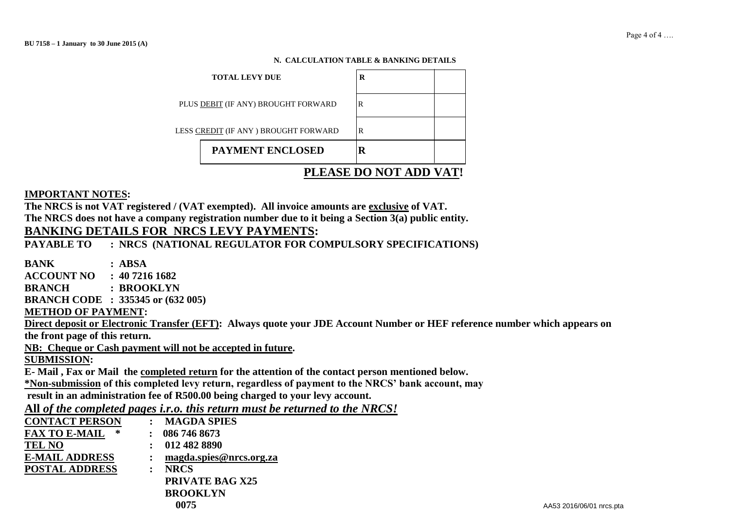## N. CALCULATION TABLE & BANKING DETAILS

| | | |
|---|---|---|
| **TOTAL LEVY DUE** | **R** | |
| PLUS DEBIT (IF ANY) BROUGHT FORWARD | R | |
| LESS CREDIT (IF ANY ) BROUGHT FORWARD | R | |
| **PAYMENT ENCLOSED** | **R** | |

**PLEASE DO NOT ADD VAT!**

**IMPORTANT NOTES:**

**The NRCS is not VAT registered / (VAT exempted). All invoice amounts are exclusive of VAT.**

**The NRCS does not have a company registration number due to it being a Section 3(a) public entity.**

## BANKING DETAILS FOR NRCS LEVY PAYMENTS:

**PAYABLE TO : NRCS (NATIONAL REGULATOR FOR COMPULSORY SPECIFICATIONS)**

**BANK : ABSA**
**ACCOUNT NO : 40 7216 1682**
**BRANCH : BROOKLYN**
**BRANCH CODE : 335345 or (632 005)**

**METHOD OF PAYMENT:**

**Direct deposit or Electronic Transfer (EFT): Always quote your JDE Account Number or HEF reference number which appears on the front page of this return.**

**NB: Cheque or Cash payment will not be accepted in future.**

**SUBMISSION:**

**E- Mail , Fax or Mail the completed return for the attention of the contact person mentioned below.**

**\*Non-submission of this completed levy return, regardless of payment to the NRCS' bank account, may result in an administration fee of R500.00 being charged to your levy account.**

***All of the completed pages i.r.o. this return must be returned to the NRCS!***

**CONTACT PERSON : MAGDA SPIES**
**FAX TO E-MAIL \* : 086 746 8673**
**TEL NO : 012 482 8890**
**E-MAIL ADDRESS : magda.spies@nrcs.org.za**
**POSTAL ADDRESS : NRCS**
**PRIVATE BAG X25**
**BROOKLYN**
**0075**

AA53 2016/06/01 nrcs.pta